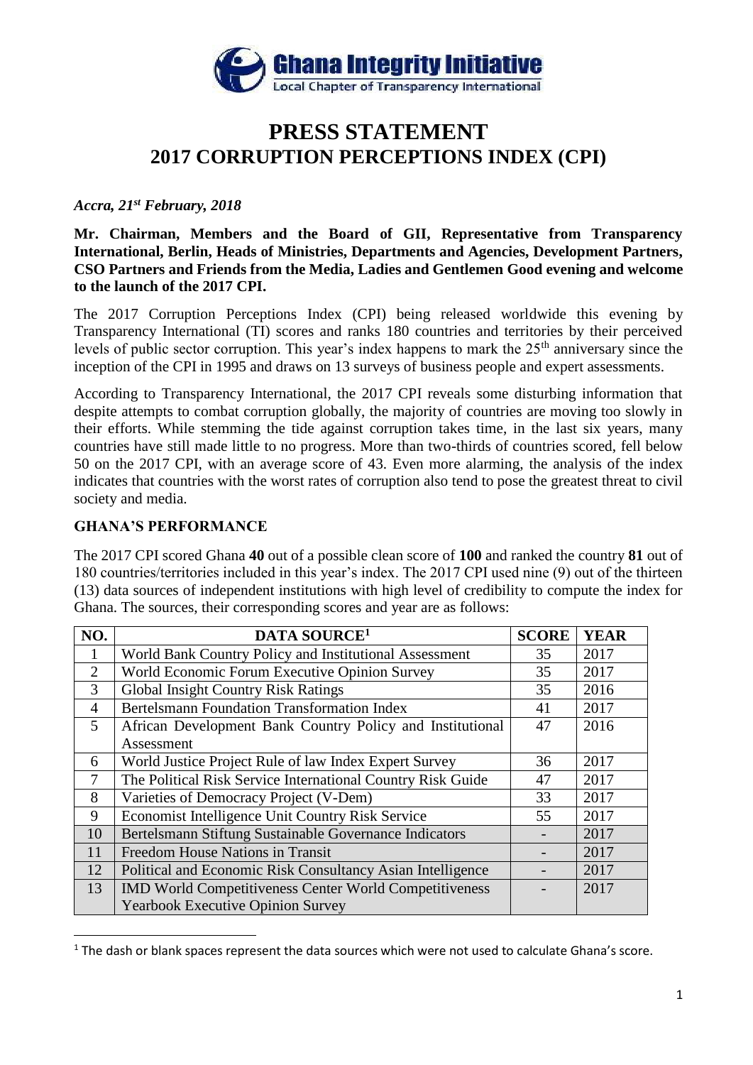Ghana Integrity Initiative
Local Chapter of Transparency International

# PRESS STATEMENT
# 2017 CORRUPTION PERCEPTIONS INDEX (CPI)

*Accra, 21st February, 2018*

**Mr. Chairman, Members and the Board of GII, Representative from Transparency International, Berlin, Heads of Ministries, Departments and Agencies, Development Partners, CSO Partners and Friends from the Media, Ladies and Gentlemen Good evening and welcome to the launch of the 2017 CPI.**

The 2017 Corruption Perceptions Index (CPI) being released worldwide this evening by Transparency International (TI) scores and ranks 180 countries and territories by their perceived levels of public sector corruption. This year's index happens to mark the 25th anniversary since the inception of the CPI in 1995 and draws on 13 surveys of business people and expert assessments.

According to Transparency International, the 2017 CPI reveals some disturbing information that despite attempts to combat corruption globally, the majority of countries are moving too slowly in their efforts. While stemming the tide against corruption takes time, in the last six years, many countries have still made little to no progress. More than two-thirds of countries scored, fell below 50 on the 2017 CPI, with an average score of 43. Even more alarming, the analysis of the index indicates that countries with the worst rates of corruption also tend to pose the greatest threat to civil society and media.

## GHANA'S PERFORMANCE

The 2017 CPI scored Ghana **40** out of a possible clean score of **100** and ranked the country **81** out of 180 countries/territories included in this year's index. The 2017 CPI used nine (9) out of the thirteen (13) data sources of independent institutions with high level of credibility to compute the index for Ghana. The sources, their corresponding scores and year are as follows:

| NO. | DATA SOURCE[1] | SCORE | YEAR |
|---|---|---|---|
| 1 | World Bank Country Policy and Institutional Assessment | 35 | 2017 |
| 2 | World Economic Forum Executive Opinion Survey | 35 | 2017 |
| 3 | Global Insight Country Risk Ratings | 35 | 2016 |
| 4 | Bertelsmann Foundation Transformation Index | 41 | 2017 |
| 5 | African Development Bank Country Policy and Institutional Assessment | 47 | 2016 |
| 6 | World Justice Project Rule of law Index Expert Survey | 36 | 2017 |
| 7 | The Political Risk Service International Country Risk Guide | 47 | 2017 |
| 8 | Varieties of Democracy Project (V-Dem) | 33 | 2017 |
| 9 | Economist Intelligence Unit Country Risk Service | 55 | 2017 |
| 10 | Bertelsmann Stiftung Sustainable Governance Indicators | - | 2017 |
| 11 | Freedom House Nations in Transit | - | 2017 |
| 12 | Political and Economic Risk Consultancy Asian Intelligence | - | 2017 |
| 13 | IMD World Competitiveness Center World Competitiveness Yearbook Executive Opinion Survey | - | 2017 |

[1] The dash or blank spaces represent the data sources which were not used to calculate Ghana's score.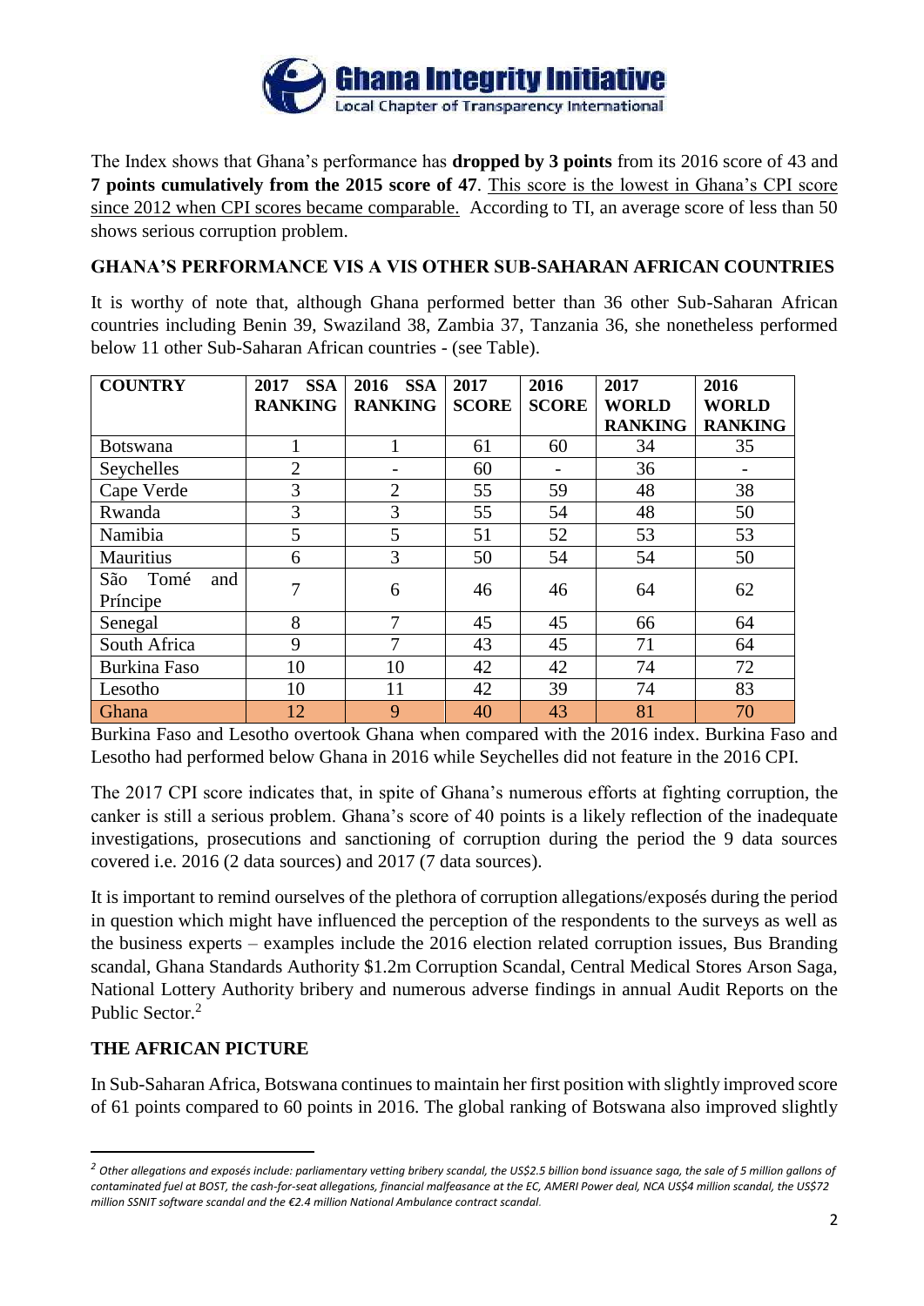The Index shows that Ghana's performance has **dropped by 3 points** from its 2016 score of 43 and **7 points cumulatively from the 2015 score of 47**. This score is the lowest in Ghana's CPI score since 2012 when CPI scores became comparable. According to TI, an average score of less than 50 shows serious corruption problem.

**GHANA'S PERFORMANCE VIS A VIS OTHER SUB-SAHARAN AFRICAN COUNTRIES**

It is worthy of note that, although Ghana performed better than 36 other Sub-Saharan African countries including Benin 39, Swaziland 38, Zambia 37, Tanzania 36, she nonetheless performed below 11 other Sub-Saharan African countries - (see Table).

| COUNTRY | 2017 SSA RANKING | 2016 SSA RANKING | 2017 SCORE | 2016 SCORE | 2017 WORLD RANKING | 2016 WORLD RANKING |
|---|---|---|---|---|---|---|
| Botswana | 1 | 1 | 61 | 60 | 34 | 35 |
| Seychelles | 2 | - | 60 | - | 36 | - |
| Cape Verde | 3 | 2 | 55 | 59 | 48 | 38 |
| Rwanda | 3 | 3 | 55 | 54 | 48 | 50 |
| Namibia | 5 | 5 | 51 | 52 | 53 | 53 |
| Mauritius | 6 | 3 | 50 | 54 | 54 | 50 |
| São Tomé and Príncipe | 7 | 6 | 46 | 46 | 64 | 62 |
| Senegal | 8 | 7 | 45 | 45 | 66 | 64 |
| South Africa | 9 | 7 | 43 | 45 | 71 | 64 |
| Burkina Faso | 10 | 10 | 42 | 42 | 74 | 72 |
| Lesotho | 10 | 11 | 42 | 39 | 74 | 83 |
| Ghana | 12 | 9 | 40 | 43 | 81 | 70 |

Burkina Faso and Lesotho overtook Ghana when compared with the 2016 index. Burkina Faso and Lesotho had performed below Ghana in 2016 while Seychelles did not feature in the 2016 CPI.

The 2017 CPI score indicates that, in spite of Ghana's numerous efforts at fighting corruption, the canker is still a serious problem. Ghana's score of 40 points is a likely reflection of the inadequate investigations, prosecutions and sanctioning of corruption during the period the 9 data sources covered i.e. 2016 (2 data sources) and 2017 (7 data sources).

It is important to remind ourselves of the plethora of corruption allegations/exposés during the period in question which might have influenced the perception of the respondents to the surveys as well as the business experts – examples include the 2016 election related corruption issues, Bus Branding scandal, Ghana Standards Authority $1.2m Corruption Scandal, Central Medical Stores Arson Saga, National Lottery Authority bribery and numerous adverse findings in annual Audit Reports on the Public Sector.[2]

**THE AFRICAN PICTURE**

In Sub-Saharan Africa, Botswana continues to maintain her first position with slightly improved score of 61 points compared to 60 points in 2016. The global ranking of Botswana also improved slightly

[2] *Other allegations and exposés include: parliamentary vetting bribery scandal, the US$2.5 billion bond issuance saga, the sale of 5 million gallons of contaminated fuel at BOST, the cash-for-seat allegations, financial malfeasance at the EC, AMERI Power deal, NCA US$4 million scandal, the US$72 million SSNIT software scandal and the €2.4 million National Ambulance contract scandal.*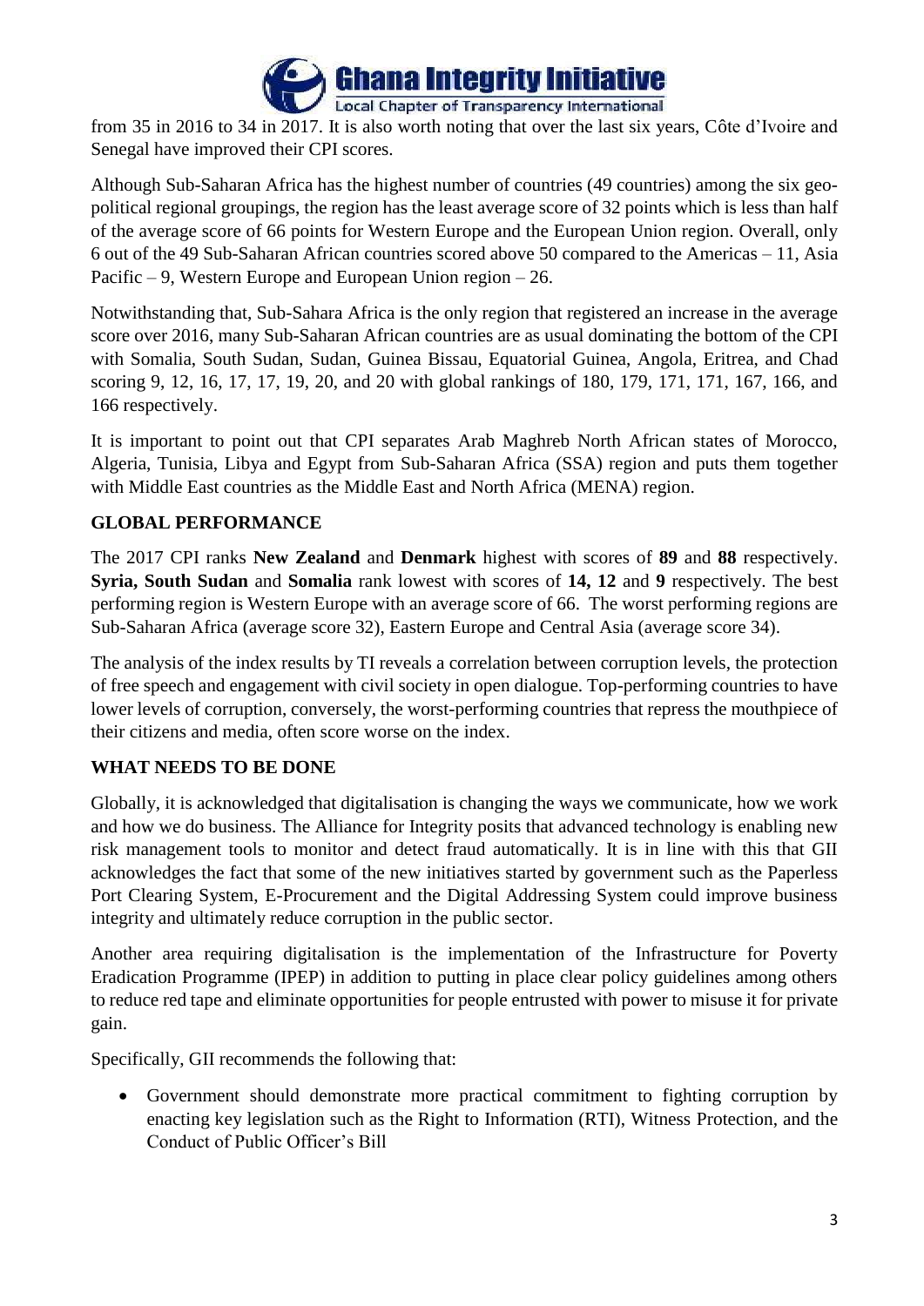from 35 in 2016 to 34 in 2017. It is also worth noting that over the last six years, Côte d'Ivoire and Senegal have improved their CPI scores.

Although Sub-Saharan Africa has the highest number of countries (49 countries) among the six geo-political regional groupings, the region has the least average score of 32 points which is less than half of the average score of 66 points for Western Europe and the European Union region. Overall, only 6 out of the 49 Sub-Saharan African countries scored above 50 compared to the Americas – 11, Asia Pacific – 9, Western Europe and European Union region – 26.

Notwithstanding that, Sub-Sahara Africa is the only region that registered an increase in the average score over 2016, many Sub-Saharan African countries are as usual dominating the bottom of the CPI with Somalia, South Sudan, Sudan, Guinea Bissau, Equatorial Guinea, Angola, Eritrea, and Chad scoring 9, 12, 16, 17, 17, 19, 20, and 20 with global rankings of 180, 179, 171, 171, 167, 166, and 166 respectively.

It is important to point out that CPI separates Arab Maghreb North African states of Morocco, Algeria, Tunisia, Libya and Egypt from Sub-Saharan Africa (SSA) region and puts them together with Middle East countries as the Middle East and North Africa (MENA) region.

## GLOBAL PERFORMANCE

The 2017 CPI ranks **New Zealand** and **Denmark** highest with scores of **89** and **88** respectively. **Syria, South Sudan** and **Somalia** rank lowest with scores of **14, 12** and **9** respectively. The best performing region is Western Europe with an average score of 66. The worst performing regions are Sub-Saharan Africa (average score 32), Eastern Europe and Central Asia (average score 34).

The analysis of the index results by TI reveals a correlation between corruption levels, the protection of free speech and engagement with civil society in open dialogue. Top-performing countries to have lower levels of corruption, conversely, the worst-performing countries that repress the mouthpiece of their citizens and media, often score worse on the index.

## WHAT NEEDS TO BE DONE

Globally, it is acknowledged that digitalisation is changing the ways we communicate, how we work and how we do business. The Alliance for Integrity posits that advanced technology is enabling new risk management tools to monitor and detect fraud automatically. It is in line with this that GII acknowledges the fact that some of the new initiatives started by government such as the Paperless Port Clearing System, E-Procurement and the Digital Addressing System could improve business integrity and ultimately reduce corruption in the public sector.

Another area requiring digitalisation is the implementation of the Infrastructure for Poverty Eradication Programme (IPEP) in addition to putting in place clear policy guidelines among others to reduce red tape and eliminate opportunities for people entrusted with power to misuse it for private gain.

Specifically, GII recommends the following that:

- Government should demonstrate more practical commitment to fighting corruption by enacting key legislation such as the Right to Information (RTI), Witness Protection, and the Conduct of Public Officer's Bill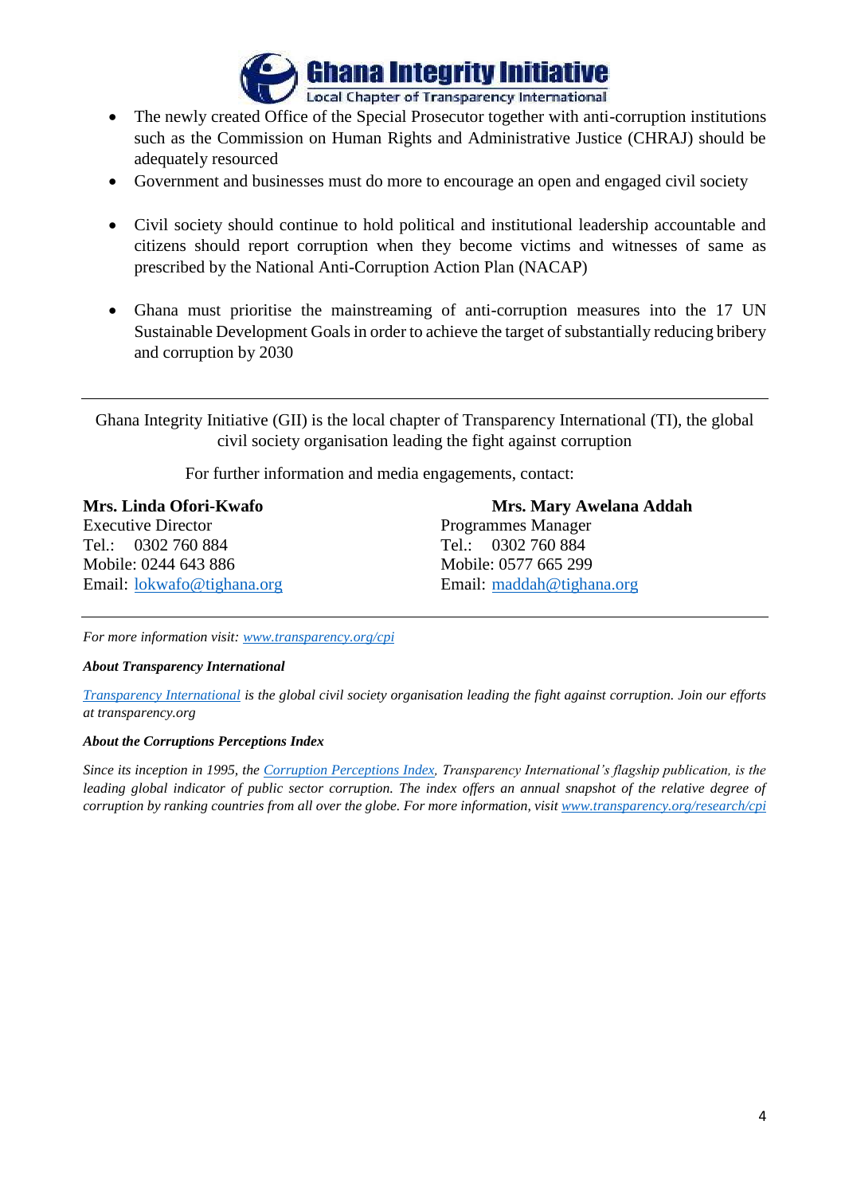- The newly created Office of the Special Prosecutor together with anti-corruption institutions such as the Commission on Human Rights and Administrative Justice (CHRAJ) should be adequately resourced
- Government and businesses must do more to encourage an open and engaged civil society
- Civil society should continue to hold political and institutional leadership accountable and citizens should report corruption when they become victims and witnesses of same as prescribed by the National Anti-Corruption Action Plan (NACAP)
- Ghana must prioritise the mainstreaming of anti-corruption measures into the 17 UN Sustainable Development Goals in order to achieve the target of substantially reducing bribery and corruption by 2030

---

Ghana Integrity Initiative (GII) is the local chapter of Transparency International (TI), the global civil society organisation leading the fight against corruption

For further information and media engagements, contact:

**Mrs. Linda Ofori-Kwafo**
Executive Director
Tel.: 0302 760 884
Mobile: 0244 643 886
Email: lokwafo@tighana.org

**Mrs. Mary Awelana Addah**
Programmes Manager
Tel.: 0302 760 884
Mobile: 0577 665 299
Email: maddah@tighana.org

---

*For more information visit: www.transparency.org/cpi*

***About Transparency International***

*Transparency International is the global civil society organisation leading the fight against corruption. Join our efforts at transparency.org*

***About the Corruptions Perceptions Index***

*Since its inception in 1995, the Corruption Perceptions Index, Transparency International's flagship publication, is the leading global indicator of public sector corruption. The index offers an annual snapshot of the relative degree of corruption by ranking countries from all over the globe. For more information, visit www.transparency.org/research/cpi*